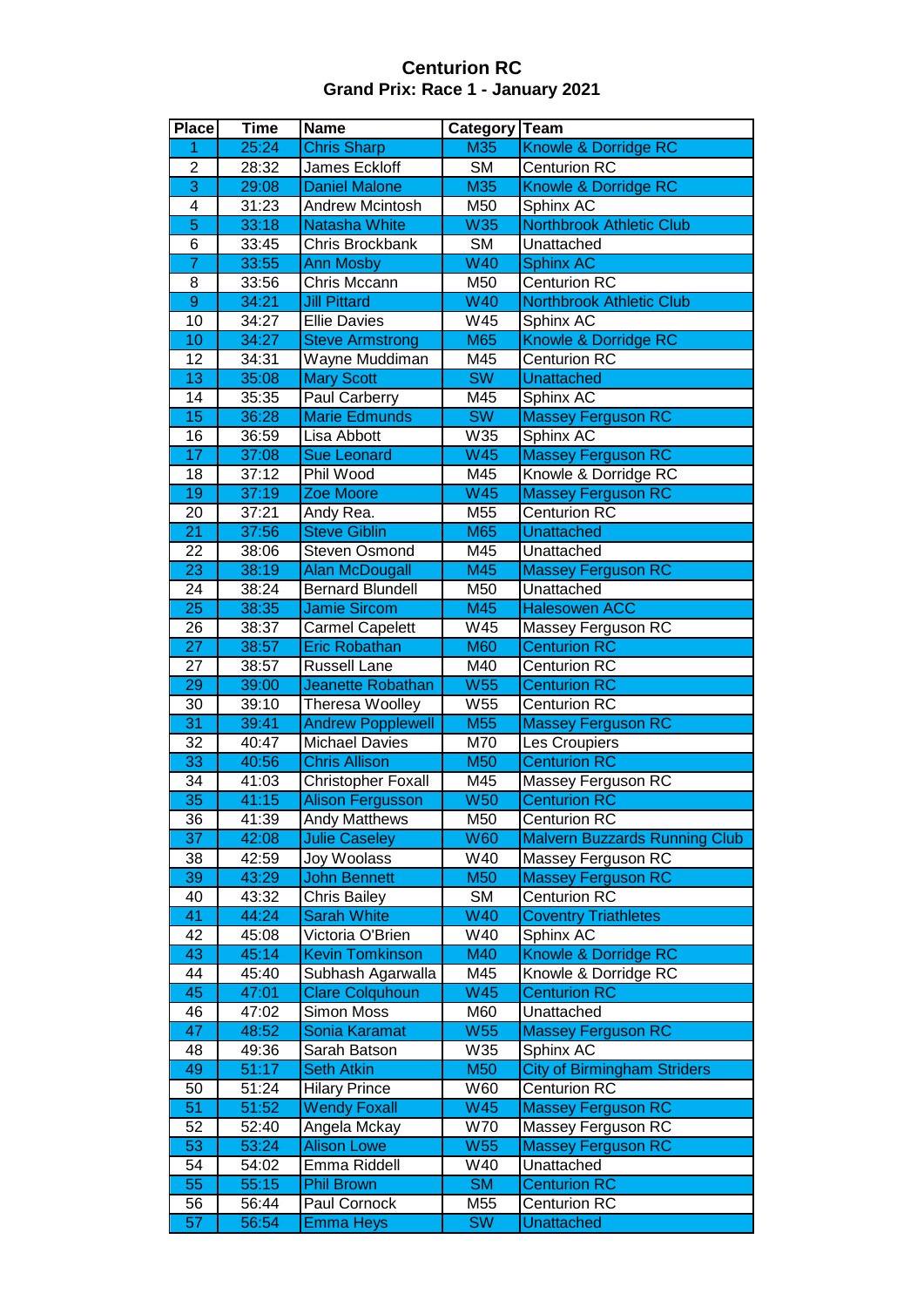# Centurion RC
## Grand Prix: Race 1 - January 2021

| Place | Time | Name | Category | Team |
|---|---|---|---|---|
| 1 | 25:24 | Chris Sharp | M35 | Knowle & Dorridge RC |
| 2 | 28:32 | James Eckloff | SM | Centurion RC |
| 3 | 29:08 | Daniel Malone | M35 | Knowle & Dorridge RC |
| 4 | 31:23 | Andrew Mcintosh | M50 | Sphinx AC |
| 5 | 33:18 | Natasha White | W35 | Northbrook Athletic Club |
| 6 | 33:45 | Chris Brockbank | SM | Unattached |
| 7 | 33:55 | Ann Mosby | W40 | Sphinx AC |
| 8 | 33:56 | Chris Mccann | M50 | Centurion RC |
| 9 | 34:21 | Jill Pittard | W40 | Northbrook Athletic Club |
| 10 | 34:27 | Ellie Davies | W45 | Sphinx AC |
| 10 | 34:27 | Steve Armstrong | M65 | Knowle & Dorridge RC |
| 12 | 34:31 | Wayne Muddiman | M45 | Centurion RC |
| 13 | 35:08 | Mary Scott | SW | Unattached |
| 14 | 35:35 | Paul Carberry | M45 | Sphinx AC |
| 15 | 36:28 | Marie Edmunds | SW | Massey Ferguson RC |
| 16 | 36:59 | Lisa Abbott | W35 | Sphinx AC |
| 17 | 37:08 | Sue Leonard | W45 | Massey Ferguson RC |
| 18 | 37:12 | Phil Wood | M45 | Knowle & Dorridge RC |
| 19 | 37:19 | Zoe Moore | W45 | Massey Ferguson RC |
| 20 | 37:21 | Andy Rea. | M55 | Centurion RC |
| 21 | 37:56 | Steve Giblin | M65 | Unattached |
| 22 | 38:06 | Steven Osmond | M45 | Unattached |
| 23 | 38:19 | Alan McDougall | M45 | Massey Ferguson RC |
| 24 | 38:24 | Bernard Blundell | M50 | Unattached |
| 25 | 38:35 | Jamie Sircom | M45 | Halesowen ACC |
| 26 | 38:37 | Carmel Capelett | W45 | Massey Ferguson RC |
| 27 | 38:57 | Eric Robathan | M60 | Centurion RC |
| 27 | 38:57 | Russell Lane | M40 | Centurion RC |
| 29 | 39:00 | Jeanette Robathan | W55 | Centurion RC |
| 30 | 39:10 | Theresa Woolley | W55 | Centurion RC |
| 31 | 39:41 | Andrew Popplewell | M55 | Massey Ferguson RC |
| 32 | 40:47 | Michael Davies | M70 | Les Croupiers |
| 33 | 40:56 | Chris Allison | M50 | Centurion RC |
| 34 | 41:03 | Christopher Foxall | M45 | Massey Ferguson RC |
| 35 | 41:15 | Alison Fergusson | W50 | Centurion RC |
| 36 | 41:39 | Andy Matthews | M50 | Centurion RC |
| 37 | 42:08 | Julie Caseley | W60 | Malvern Buzzards Running Club |
| 38 | 42:59 | Joy Woolass | W40 | Massey Ferguson RC |
| 39 | 43:29 | John Bennett | M50 | Massey Ferguson RC |
| 40 | 43:32 | Chris Bailey | SM | Centurion RC |
| 41 | 44:24 | Sarah White | W40 | Coventry Triathletes |
| 42 | 45:08 | Victoria O'Brien | W40 | Sphinx AC |
| 43 | 45:14 | Kevin Tomkinson | M40 | Knowle & Dorridge RC |
| 44 | 45:40 | Subhash Agarwalla | M45 | Knowle & Dorridge RC |
| 45 | 47:01 | Clare Colquhoun | W45 | Centurion RC |
| 46 | 47:02 | Simon Moss | M60 | Unattached |
| 47 | 48:52 | Sonia Karamat | W55 | Massey Ferguson RC |
| 48 | 49:36 | Sarah Batson | W35 | Sphinx AC |
| 49 | 51:17 | Seth Atkin | M50 | City of Birmingham Striders |
| 50 | 51:24 | Hilary Prince | W60 | Centurion RC |
| 51 | 51:52 | Wendy Foxall | W45 | Massey Ferguson RC |
| 52 | 52:40 | Angela Mckay | W70 | Massey Ferguson RC |
| 53 | 53:24 | Alison Lowe | W55 | Massey Ferguson RC |
| 54 | 54:02 | Emma Riddell | W40 | Unattached |
| 55 | 55:15 | Phil Brown | SM | Centurion RC |
| 56 | 56:44 | Paul Cornock | M55 | Centurion RC |
| 57 | 56:54 | Emma Heys | SW | Unattached |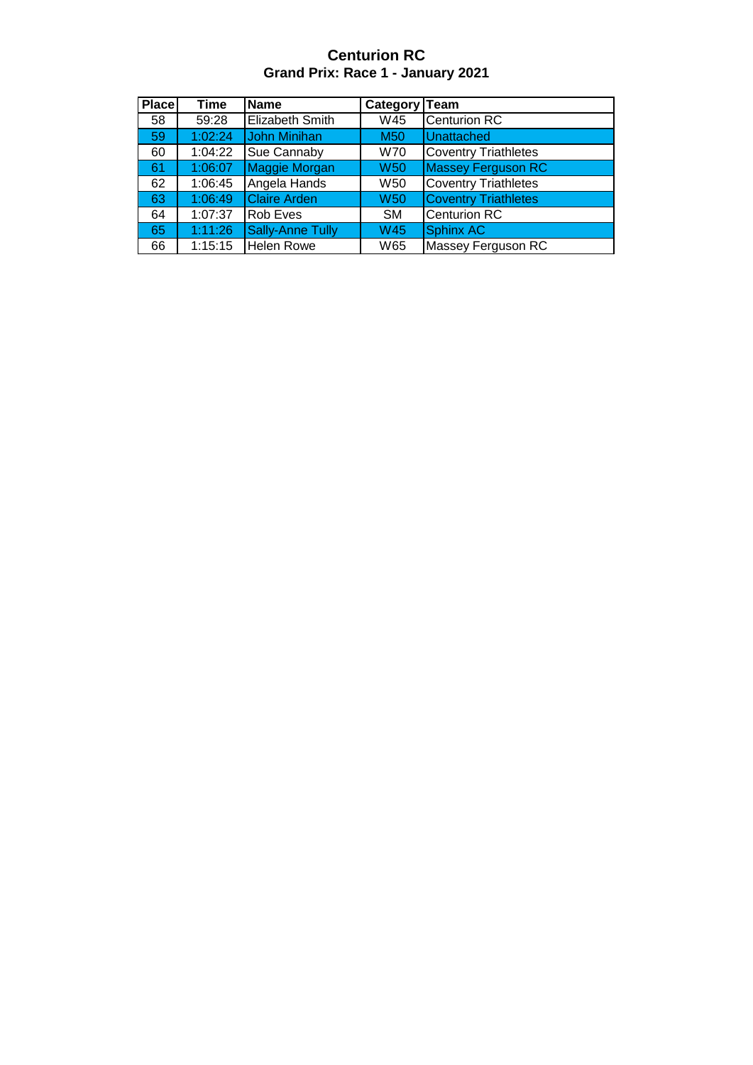**Centurion RC**
**Grand Prix: Race 1 - January 2021**

| Place | Time | Name | Category | Team |
|---|---|---|---|---|
| 58 | 59:28 | Elizabeth Smith | W45 | Centurion RC |
| 59 | 1:02:24 | John Minihan | M50 | Unattached |
| 60 | 1:04:22 | Sue Cannaby | W70 | Coventry Triathletes |
| 61 | 1:06:07 | Maggie Morgan | W50 | Massey Ferguson RC |
| 62 | 1:06:45 | Angela Hands | W50 | Coventry Triathletes |
| 63 | 1:06:49 | Claire Arden | W50 | Coventry Triathletes |
| 64 | 1:07:37 | Rob Eves | SM | Centurion RC |
| 65 | 1:11:26 | Sally-Anne Tully | W45 | Sphinx AC |
| 66 | 1:15:15 | Helen Rowe | W65 | Massey Ferguson RC |